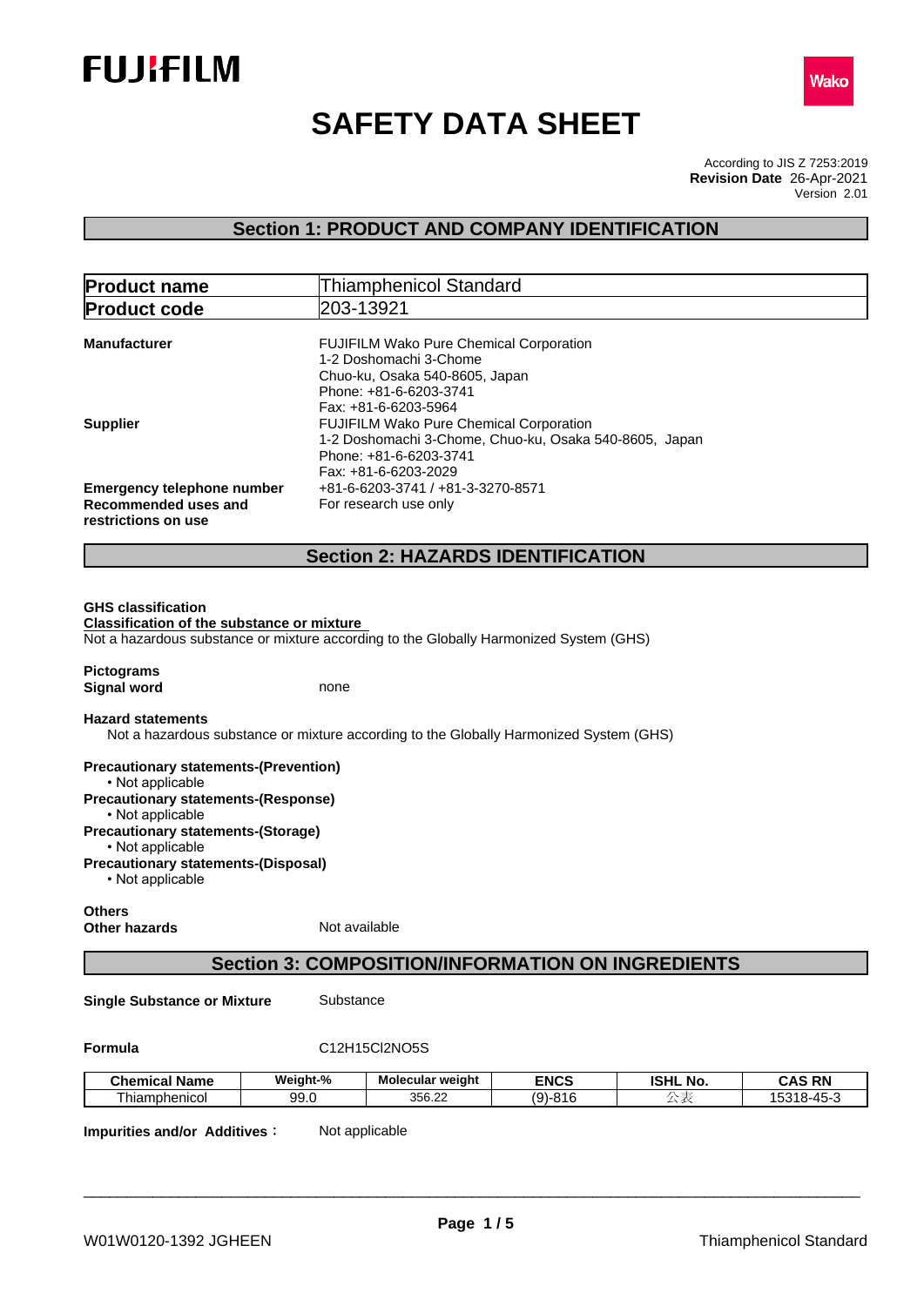FUJIFILM

Wako

# SAFETY DATA SHEET

According to JIS Z 7253:2019
**Revision Date** 26-Apr-2021
Version 2.01

## Section 1: PRODUCT AND COMPANY IDENTIFICATION

| | |
|---|---|
| **Product name** | Thiamphenicol Standard |
| **Product code** | 203-13921 |

**Manufacturer**
FUJIFILM Wako Pure Chemical Corporation
1-2 Doshomachi 3-Chome
Chuo-ku, Osaka 540-8605, Japan
Phone: +81-6-6203-3741
Fax: +81-6-6203-5964

**Supplier**
FUJIFILM Wako Pure Chemical Corporation
1-2 Doshomachi 3-Chome, Chuo-ku, Osaka 540-8605, Japan
Phone: +81-6-6203-3741
Fax: +81-6-6203-2029

**Emergency telephone number** +81-6-6203-3741 / +81-3-3270-8571

**Recommended uses and restrictions on use** For research use only

## Section 2: HAZARDS IDENTIFICATION

**GHS classification**

**Classification of the substance or mixture**

Not a hazardous substance or mixture according to the Globally Harmonized System (GHS)

**Pictograms**

**Signal word** none

**Hazard statements**

Not a hazardous substance or mixture according to the Globally Harmonized System (GHS)

**Precautionary statements-(Prevention)**
- Not applicable

**Precautionary statements-(Response)**
- Not applicable

**Precautionary statements-(Storage)**
- Not applicable

**Precautionary statements-(Disposal)**
- Not applicable

**Others**

**Other hazards** Not available

## Section 3: COMPOSITION/INFORMATION ON INGREDIENTS

**Single Substance or Mixture** Substance

**Formula** C12H15Cl2NO5S

| Chemical Name | Weight-% | Molecular weight | ENCS | ISHL No. | CAS RN |
|---|---|---|---|---|---|
| Thiamphenicol | 99.0 | 356.22 | (9)-816 | 公表 | 15318-45-3 |

**Impurities and/or Additives:** Not applicable

W01W0120-1392 JGHEEN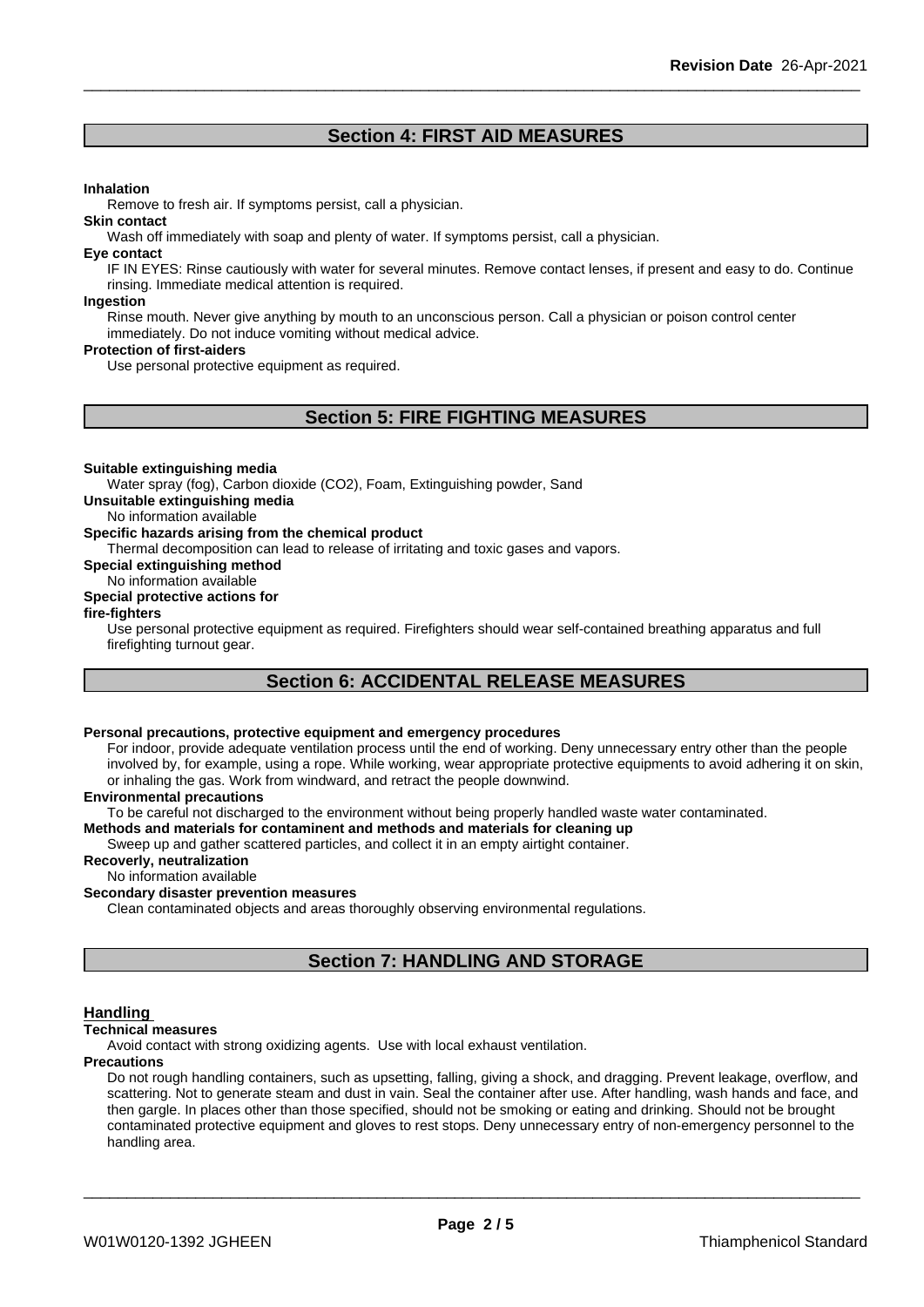## Section 4: FIRST AID MEASURES

**Inhalation**

Remove to fresh air. If symptoms persist, call a physician.

**Skin contact**

Wash off immediately with soap and plenty of water. If symptoms persist, call a physician.

**Eye contact**

IF IN EYES: Rinse cautiously with water for several minutes. Remove contact lenses, if present and easy to do. Continue rinsing. Immediate medical attention is required.

**Ingestion**

Rinse mouth. Never give anything by mouth to an unconscious person. Call a physician or poison control center immediately. Do not induce vomiting without medical advice.

**Protection of first-aiders**

Use personal protective equipment as required.

## Section 5: FIRE FIGHTING MEASURES

**Suitable extinguishing media**

Water spray (fog), Carbon dioxide ($CO_2$), Foam, Extinguishing powder, Sand

**Unsuitable extinguishing media**

No information available

**Specific hazards arising from the chemical product**

Thermal decomposition can lead to release of irritating and toxic gases and vapors.

**Special extinguishing method**

No information available

**Special protective actions for fire-fighters**

Use personal protective equipment as required. Firefighters should wear self-contained breathing apparatus and full firefighting turnout gear.

## Section 6: ACCIDENTAL RELEASE MEASURES

**Personal precautions, protective equipment and emergency procedures**

For indoor, provide adequate ventilation process until the end of working. Deny unnecessary entry other than the people involved by, for example, using a rope. While working, wear appropriate protective equipments to avoid adhering it on skin, or inhaling the gas. Work from windward, and retract the people downwind.

**Environmental precautions**

To be careful not discharged to the environment without being properly handled waste water contaminated.

**Methods and materials for contaminent and methods and materials for cleaning up**

Sweep up and gather scattered particles, and collect it in an empty airtight container.

**Recoverly, neutralization**

No information available

**Secondary disaster prevention measures**

Clean contaminated objects and areas thoroughly observing environmental regulations.

## Section 7: HANDLING AND STORAGE

### Handling

**Technical measures**

Avoid contact with strong oxidizing agents. Use with local exhaust ventilation.

**Precautions**

Do not rough handling containers, such as upsetting, falling, giving a shock, and dragging. Prevent leakage, overflow, and scattering. Not to generate steam and dust in vain. Seal the container after use. After handling, wash hands and face, and then gargle. In places other than those specified, should not be smoking or eating and drinking. Should not be brought contaminated protective equipment and gloves to rest stops. Deny unnecessary entry of non-emergency personnel to the handling area.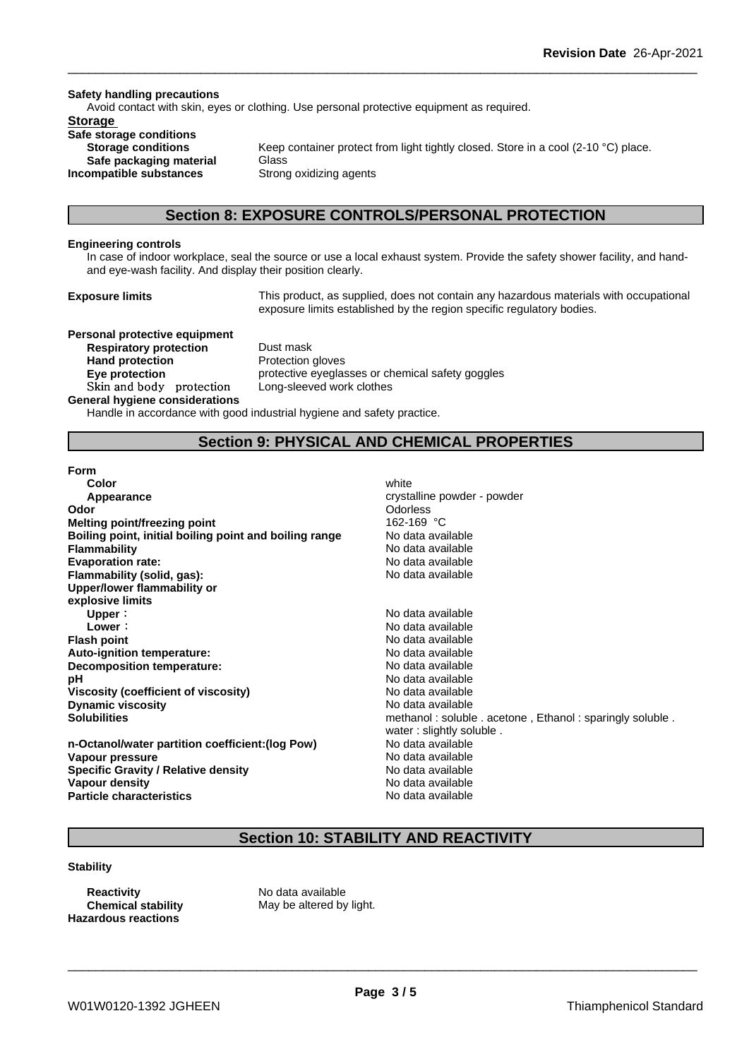**Safety handling precautions**

Avoid contact with skin, eyes or clothing. Use personal protective equipment as required.

**Storage**

**Safe storage conditions**

| | |
|---|---|
| **Storage conditions** | Keep container protect from light tightly closed. Store in a cool (2-10 °C) place. |
| **Safe packaging material** | Glass |
| **Incompatible substances** | Strong oxidizing agents |

## Section 8: EXPOSURE CONTROLS/PERSONAL PROTECTION

**Engineering controls**

In case of indoor workplace, seal the source or use a local exhaust system. Provide the safety shower facility, and hand- and eye-wash facility. And display their position clearly.

**Exposure limits** This product, as supplied, does not contain any hazardous materials with occupational exposure limits established by the region specific regulatory bodies.

**Personal protective equipment**

| | |
|---|---|
| **Respiratory protection** | Dust mask |
| **Hand protection** | Protection gloves |
| **Eye protection** | protective eyeglasses or chemical safety goggles |
| Skin and body protection | Long-sleeved work clothes |

**General hygiene considerations**

Handle in accordance with good industrial hygiene and safety practice.

## Section 9: PHYSICAL AND CHEMICAL PROPERTIES

| | |
|---|---|
| **Form** | |
| **Color** | white |
| **Appearance** | crystalline powder - powder |
| **Odor** | Odorless |
| **Melting point/freezing point** | 162-169 °C |
| **Boiling point, initial boiling point and boiling range** | No data available |
| **Flammability** | No data available |
| **Evaporation rate:** | No data available |
| **Flammability (solid, gas):** | No data available |
| **Upper/lower flammability or explosive limits** | |
| **Upper**： | No data available |
| **Lower**： | No data available |
| **Flash point** | No data available |
| **Auto-ignition temperature:** | No data available |
| **Decomposition temperature:** | No data available |
| **pH** | No data available |
| **Viscosity (coefficient of viscosity)** | No data available |
| **Dynamic viscosity** | No data available |
| **Solubilities** | methanol : soluble . acetone , Ethanol : sparingly soluble . water : slightly soluble . |
| **n-Octanol/water partition coefficient:(log Pow)** | No data available |
| **Vapour pressure** | No data available |
| **Specific Gravity / Relative density** | No data available |
| **Vapour density** | No data available |
| **Particle characteristics** | No data available |

## Section 10: STABILITY AND REACTIVITY

**Stability**

| | |
|---|---|
| **Reactivity** | No data available |
| **Chemical stability** | May be altered by light. |
| **Hazardous reactions** | |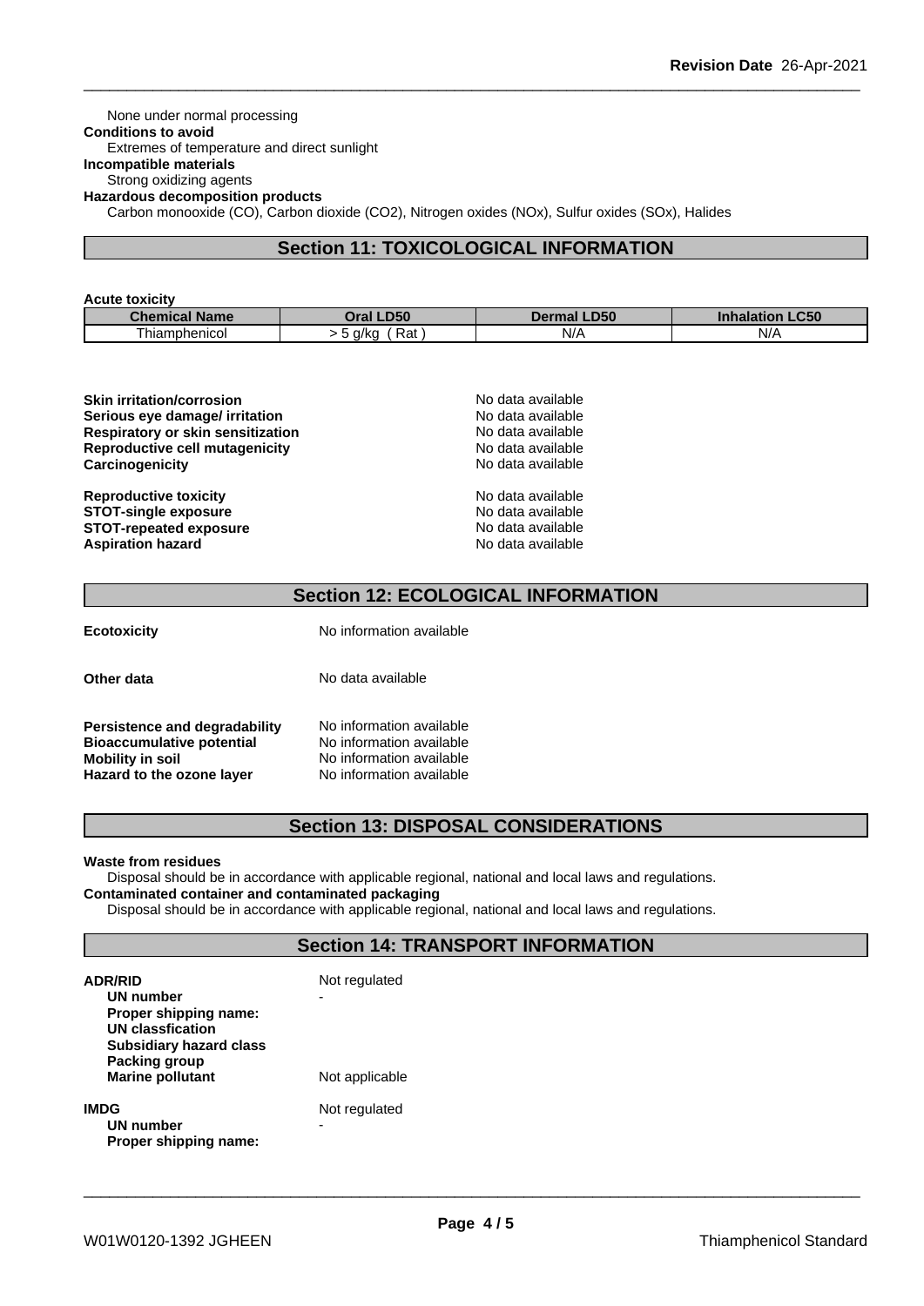None under normal processing

**Conditions to avoid**

Extremes of temperature and direct sunlight

**Incompatible materials**

Strong oxidizing agents

**Hazardous decomposition products**

Carbon monooxide (CO), Carbon dioxide ($CO_2$), Nitrogen oxides (NOx), Sulfur oxides (SOx), Halides

## Section 11: TOXICOLOGICAL INFORMATION

**Acute toxicity**

| Chemical Name | Oral LD50 | Dermal LD50 | Inhalation LC50 |
|---|---|---|---|
| Thiamphenicol | > 5 g/kg ( Rat ) | N/A | N/A |

**Skin irritation/corrosion** No data available
**Serious eye damage/ irritation** No data available
**Respiratory or skin sensitization** No data available
**Reproductive cell mutagenicity** No data available
**Carcinogenicity** No data available

**Reproductive toxicity** No data available
**STOT-single exposure** No data available
**STOT-repeated exposure** No data available
**Aspiration hazard** No data available

## Section 12: ECOLOGICAL INFORMATION

**Ecotoxicity** No information available

**Other data** No data available

**Persistence and degradability** No information available
**Bioaccumulative potential** No information available
**Mobility in soil** No information available
**Hazard to the ozone layer** No information available

## Section 13: DISPOSAL CONSIDERATIONS

**Waste from residues**

Disposal should be in accordance with applicable regional, national and local laws and regulations.

**Contaminated container and contaminated packaging**

Disposal should be in accordance with applicable regional, national and local laws and regulations.

## Section 14: TRANSPORT INFORMATION

**ADR/RID** Not regulated
**UN number** -
**Proper shipping name:**
**UN classfication**
**Subsidiary hazard class**
**Packing group**
**Marine pollutant** Not applicable

**IMDG** Not regulated
**UN number** -
**Proper shipping name:**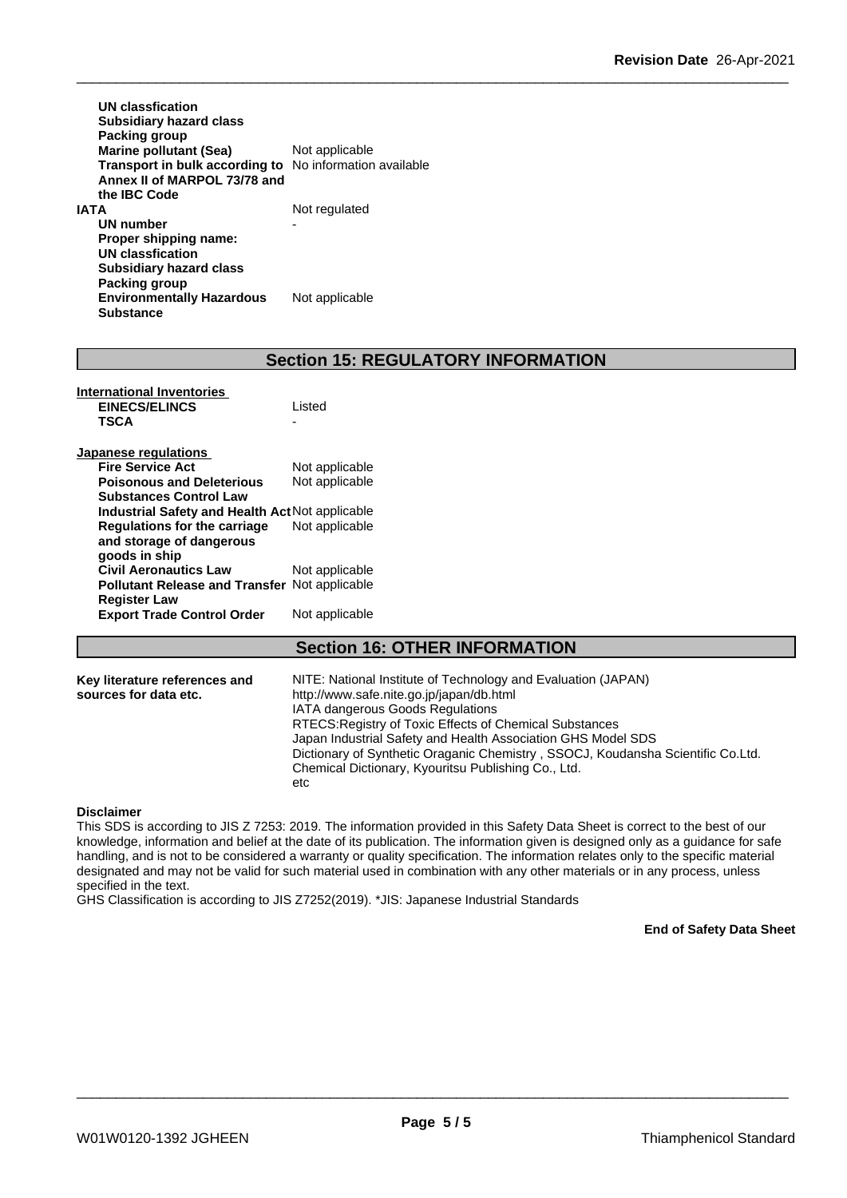| | |
|---|---|
| **UN classfication** | |
| **Subsidiary hazard class** | |
| **Packing group** | |
| **Marine pollutant (Sea)** | Not applicable |
| **Transport in bulk according to Annex II of MARPOL 73/78 and the IBC Code** | No information available |

| | |
|---|---|
| **IATA** | Not regulated |
| **UN number** | - |
| **Proper shipping name:** | |
| **UN classfication** | |
| **Subsidiary hazard class** | |
| **Packing group** | |
| **Environmentally Hazardous Substance** | Not applicable |

## Section 15: REGULATORY INFORMATION

**International Inventories**

| | |
|---|---|
| **EINECS/ELINCS** | Listed |
| **TSCA** | - |

**Japanese regulations**

| | |
|---|---|
| **Fire Service Act** | Not applicable |
| **Poisonous and Deleterious Substances Control Law** | Not applicable |
| **Industrial Safety and Health Act** | Not applicable |
| **Regulations for the carriage and storage of dangerous goods in ship** | Not applicable |
| **Civil Aeronautics Law** | Not applicable |
| **Pollutant Release and Transfer Register Law** | Not applicable |
| **Export Trade Control Order** | Not applicable |

## Section 16: OTHER INFORMATION

**Key literature references and sources for data etc.**

NITE: National Institute of Technology and Evaluation (JAPAN)
http://www.safe.nite.go.jp/japan/db.html
IATA dangerous Goods Regulations
RTECS:Registry of Toxic Effects of Chemical Substances
Japan Industrial Safety and Health Association GHS Model SDS
Dictionary of Synthetic Oraganic Chemistry , SSOCJ, Koudansha Scientific Co.Ltd.
Chemical Dictionary, Kyouritsu Publishing Co., Ltd.
etc

**Disclaimer**

This SDS is according to JIS Z 7253: 2019. The information provided in this Safety Data Sheet is correct to the best of our knowledge, information and belief at the date of its publication. The information given is designed only as a guidance for safe handling, and is not to be considered a warranty or quality specification. The information relates only to the specific material designated and may not be valid for such material used in combination with any other materials or in any process, unless specified in the text.

GHS Classification is according to JIS Z7252(2019). *JIS: Japanese Industrial Standards

**End of Safety Data Sheet**